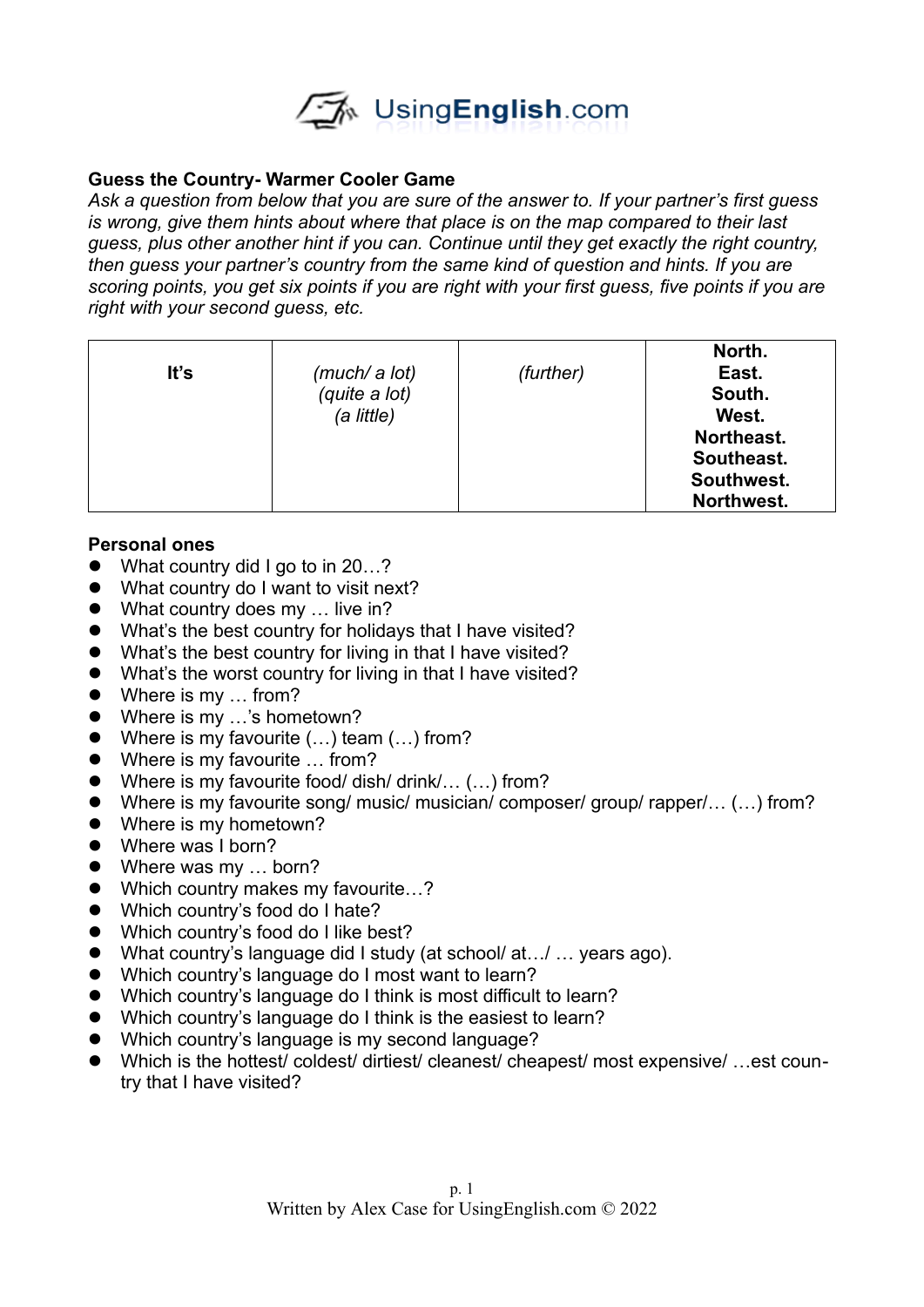## Guess the Country- Warmer Cooler Game

*Ask a question from below that you are sure of the answer to. If your partner's first guess is wrong, give them hints about where that place is on the map compared to their last guess, plus other another hint if you can. Continue until they get exactly the right country, then guess your partner's country from the same kind of question and hints. If you are scoring points, you get six points if you are right with your first guess, five points if you are right with your second guess, etc.*

| It's | *(much/ a lot)* *(quite a lot)* *(a little)* | *(further)* | **North.** **East.** **South.** **West.** **Northeast.** **Southeast.** **Southwest.** **Northwest.** |
|---|---|---|---|

### Personal ones

- What country did I go to in 20…?
- What country do I want to visit next?
- What country does my … live in?
- What's the best country for holidays that I have visited?
- What's the best country for living in that I have visited?
- What's the worst country for living in that I have visited?
- Where is my … from?
- Where is my …'s hometown?
- Where is my favourite (…) team (…) from?
- Where is my favourite … from?
- Where is my favourite food/ dish/ drink/… (…) from?
- Where is my favourite song/ music/ musician/ composer/ group/ rapper/… (…) from?
- Where is my hometown?
- Where was I born?
- Where was my … born?
- Which country makes my favourite…?
- Which country's food do I hate?
- Which country's food do I like best?
- What country's language did I study (at school/ at…/ … years ago).
- Which country's language do I most want to learn?
- Which country's language do I think is most difficult to learn?
- Which country's language do I think is the easiest to learn?
- Which country's language is my second language?
- Which is the hottest/ coldest/ dirtiest/ cleanest/ cheapest/ most expensive/ …est country that I have visited?

Written by Alex Case for UsingEnglish.com © 2022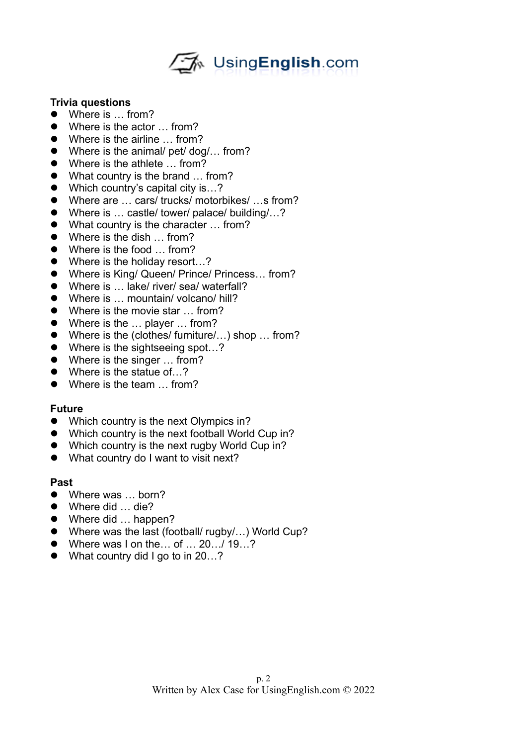**Trivia questions**

- Where is … from?
- Where is the actor … from?
- Where is the airline … from?
- Where is the animal/ pet/ dog/… from?
- Where is the athlete … from?
- What country is the brand … from?
- Which country's capital city is…?
- Where are … cars/ trucks/ motorbikes/ …s from?
- Where is … castle/ tower/ palace/ building/…?
- What country is the character … from?
- Where is the dish … from?
- Where is the food … from?
- Where is the holiday resort…?
- Where is King/ Queen/ Prince/ Princess… from?
- Where is … lake/ river/ sea/ waterfall?
- Where is … mountain/ volcano/ hill?
- Where is the movie star … from?
- Where is the … player … from?
- Where is the (clothes/ furniture/…) shop … from?
- Where is the sightseeing spot…?
- Where is the singer … from?
- Where is the statue of…?
- Where is the team … from?

**Future**

- Which country is the next Olympics in?
- Which country is the next football World Cup in?
- Which country is the next rugby World Cup in?
- What country do I want to visit next?

**Past**

- Where was … born?
- Where did … die?
- Where did … happen?
- Where was the last (football/ rugby/…) World Cup?
- Where was I on the… of … 20…/ 19…?
- What country did I go to in 20…?

Written by Alex Case for UsingEnglish.com © 2022